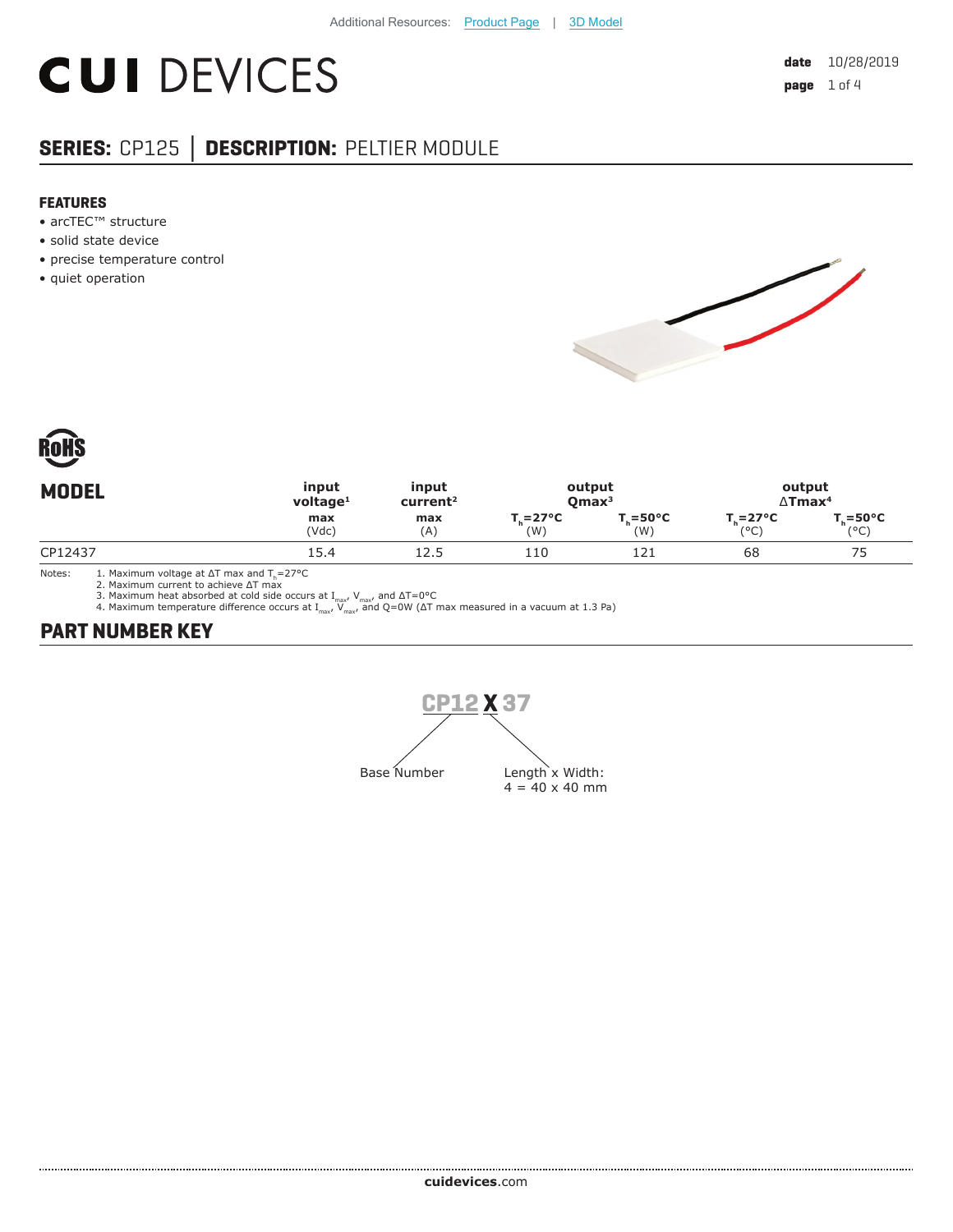Additional Resources: Product Page | 3D Model

# CUI DEVICES

**date** 10/28/2019

## SERIES: CP125 | DESCRIPTION: PELTIER MODULE

### FEATURES

- arcTEC™ structure
- solid state device
- precise temperature control
- quiet operation

RoHS

| MODEL | input voltage[1] | input current[2] | output Qmax[3] | | output ΔTmax[4] | |
|---|---|---|---|---|---|---|
| | max (Vdc) | max (A) | $T_h$=27°C (W) | $T_h$=50°C (W) | $T_h$=27°C (°C) | $T_h$=50°C (°C) |
| CP12437 | 15.4 | 12.5 | 110 | 121 | 68 | 75 |

Notes:
1. Maximum voltage at ΔT max and $T_h$=27°C
2. Maximum current to achieve ΔT max
3. Maximum heat absorbed at cold side occurs at $I_{max}$, $V_{max}$, and ΔT=0°C
4. Maximum temperature difference occurs at $I_{max}$, $V_{max}$, and Q=0W (ΔT max measured in a vacuum at 1.3 Pa)

## PART NUMBER KEY

CP12 X 37

Base Number: CP12

Length x Width:
4 = 40 x 40 mm

cuidevices.com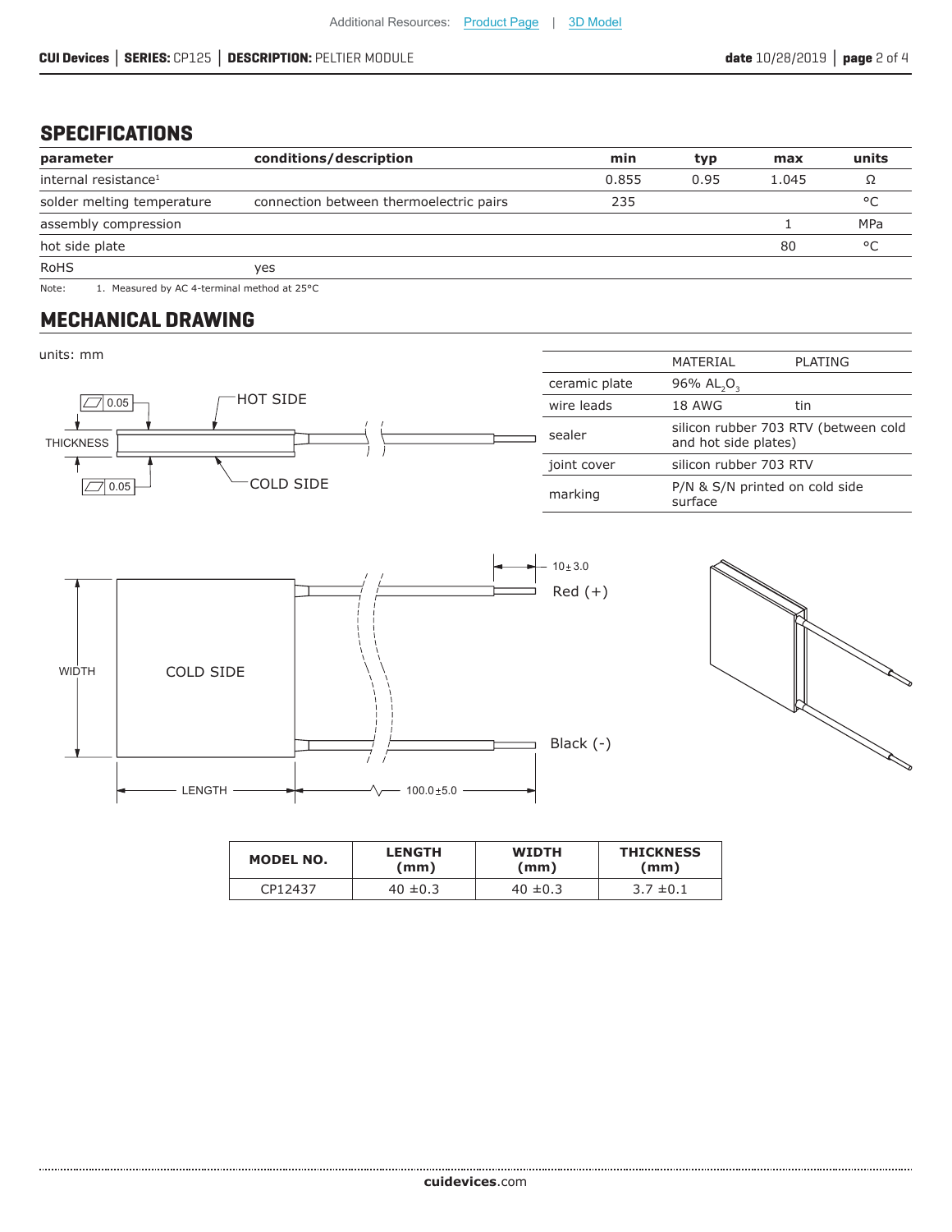## SPECIFICATIONS

| parameter | conditions/description | min | typ | max | units |
|---|---|---|---|---|---|
| internal resistance[1] | | 0.855 | 0.95 | 1.045 | Ω |
| solder melting temperature | connection between thermoelectric pairs | 235 | | | °C |
| assembly compression | | | | 1 | MPa |
| hot side plate | | | | 80 | °C |
| RoHS | yes | | | | |

Note: 1. Measured by AC 4-terminal method at 25°C

## MECHANICAL DRAWING

units: mm

| | MATERIAL | PLATING |
|---|---|---|
| ceramic plate | 96% $AL_2O_3$ | |
| wire leads | 18 AWG | tin |
| sealer | silicon rubber 703 RTV (between cold and hot side plates) | |
| joint cover | silicon rubber 703 RTV | |
| marking | P/N & S/N printed on cold side surface | |

HOT SIDE

COLD SIDE

THICKNESS

0.05

0.05

WIDTH

LENGTH

COLD SIDE

10±3.0

Red (+)

Black (-)

100.0±5.0

| MODEL NO. | LENGTH (mm) | WIDTH (mm) | THICKNESS (mm) |
|---|---|---|---|
| CP12437 | 40 ±0.3 | 40 ±0.3 | 3.7 ±0.1 |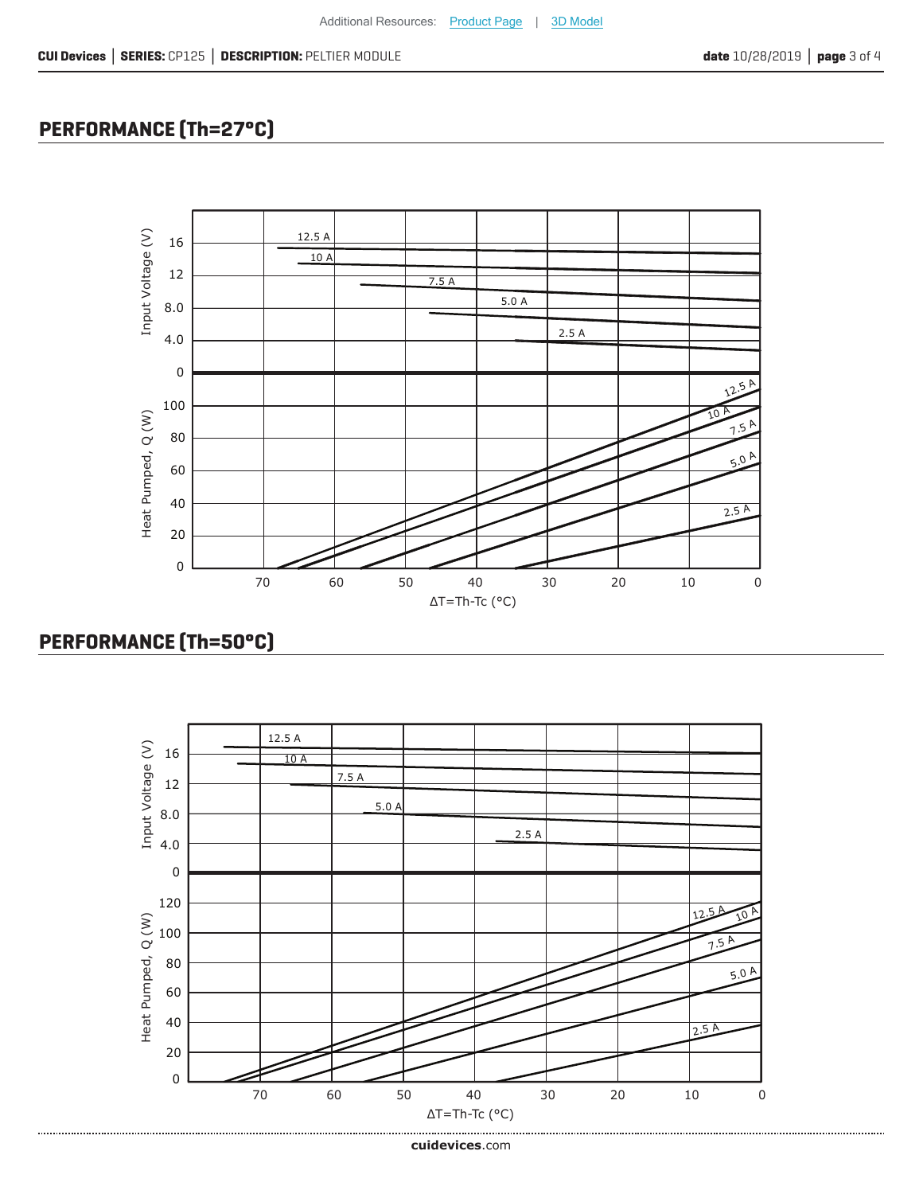## PERFORMANCE (Th=27°C)

## PERFORMANCE (Th=50°C)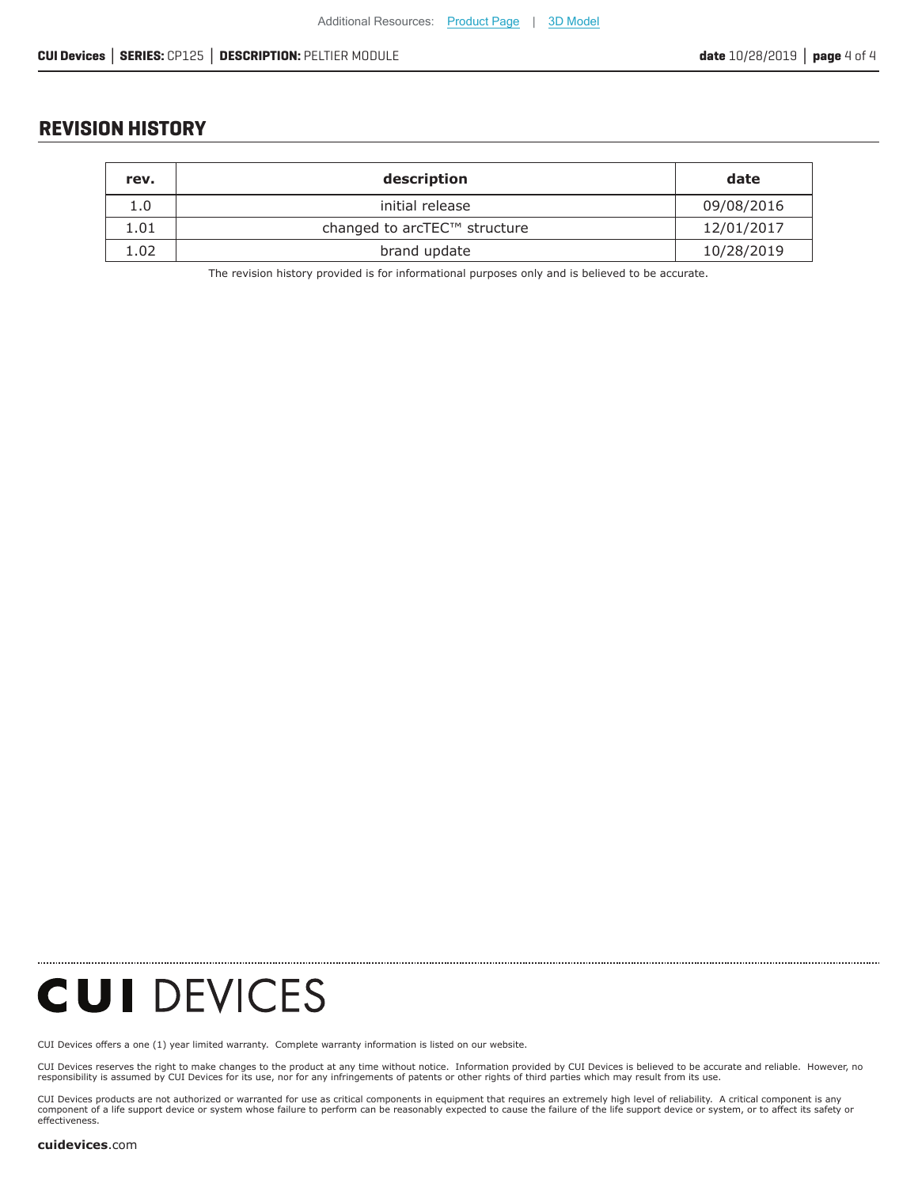## REVISION HISTORY

| rev. | description | date |
| --- | --- | --- |
| 1.0 | initial release | 09/08/2016 |
| 1.01 | changed to arcTEC™ structure | 12/01/2017 |
| 1.02 | brand update | 10/28/2019 |

The revision history provided is for informational purposes only and is believed to be accurate.

**CUI** DEVICES

CUI Devices offers a one (1) year limited warranty. Complete warranty information is listed on our website.

CUI Devices reserves the right to make changes to the product at any time without notice. Information provided by CUI Devices is believed to be accurate and reliable. However, no responsibility is assumed by CUI Devices for its use, nor for any infringements of patents or other rights of third parties which may result from its use.

CUI Devices products are not authorized or warranted for use as critical components in equipment that requires an extremely high level of reliability. A critical component is any component of a life support device or system whose failure to perform can be reasonably expected to cause the failure of the life support device or system, or to affect its safety or effectiveness.

**cuidevices**.com